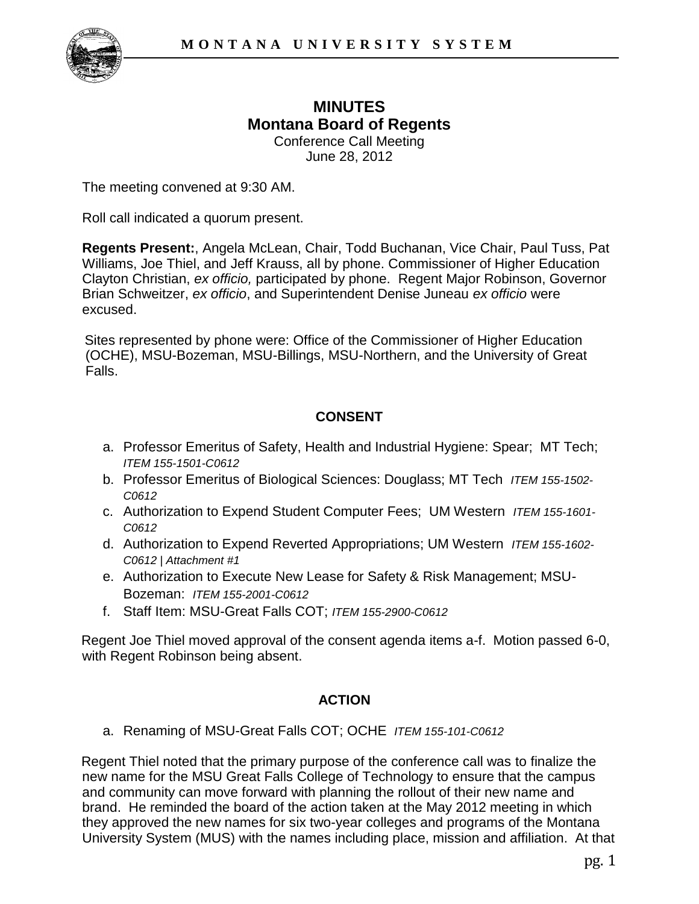# MINUTES
## Montana Board of Regents
Conference Call Meeting
June 28, 2012

The meeting convened at 9:30 AM.

Roll call indicated a quorum present.

**Regents Present:**, Angela McLean, Chair, Todd Buchanan, Vice Chair, Paul Tuss, Pat Williams, Joe Thiel, and Jeff Krauss, all by phone. Commissioner of Higher Education Clayton Christian, *ex officio,* participated by phone. Regent Major Robinson, Governor Brian Schweitzer, *ex officio*, and Superintendent Denise Juneau *ex officio* were excused.

Sites represented by phone were: Office of the Commissioner of Higher Education (OCHE), MSU-Bozeman, MSU-Billings, MSU-Northern, and the University of Great Falls.

### CONSENT

a. Professor Emeritus of Safety, Health and Industrial Hygiene: Spear; MT Tech; *ITEM 155-1501-C0612*
b. Professor Emeritus of Biological Sciences: Douglass; MT Tech *ITEM 155-1502-C0612*
c. Authorization to Expend Student Computer Fees; UM Western *ITEM 155-1601-C0612*
d. Authorization to Expend Reverted Appropriations; UM Western *ITEM 155-1602-C0612 | Attachment #1*
e. Authorization to Execute New Lease for Safety & Risk Management; MSU-Bozeman: *ITEM 155-2001-C0612*
f. Staff Item: MSU-Great Falls COT; *ITEM 155-2900-C0612*

Regent Joe Thiel moved approval of the consent agenda items a-f. Motion passed 6-0, with Regent Robinson being absent.

### ACTION

a. Renaming of MSU-Great Falls COT; OCHE *ITEM 155-101-C0612*

Regent Thiel noted that the primary purpose of the conference call was to finalize the new name for the MSU Great Falls College of Technology to ensure that the campus and community can move forward with planning the rollout of their new name and brand. He reminded the board of the action taken at the May 2012 meeting in which they approved the new names for six two-year colleges and programs of the Montana University System (MUS) with the names including place, mission and affiliation. At that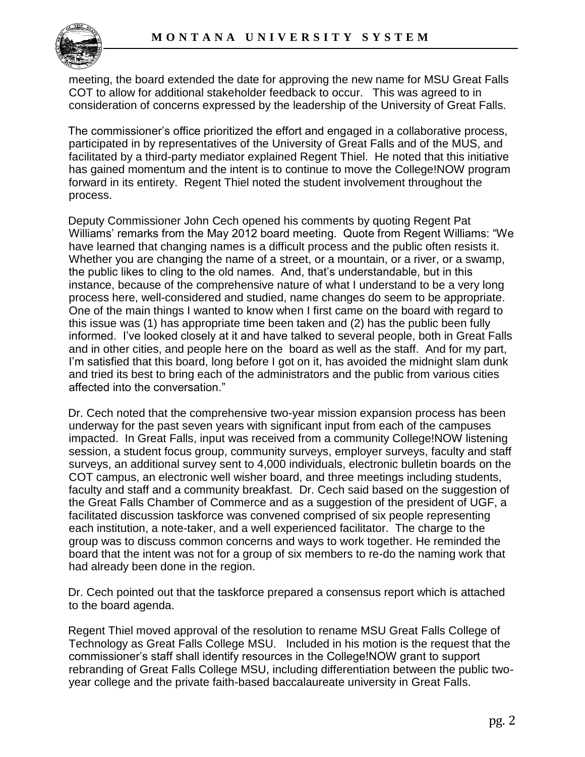meeting, the board extended the date for approving the new name for MSU Great Falls COT to allow for additional stakeholder feedback to occur. This was agreed to in consideration of concerns expressed by the leadership of the University of Great Falls.

The commissioner's office prioritized the effort and engaged in a collaborative process, participated in by representatives of the University of Great Falls and of the MUS, and facilitated by a third-party mediator explained Regent Thiel. He noted that this initiative has gained momentum and the intent is to continue to move the College!NOW program forward in its entirety. Regent Thiel noted the student involvement throughout the process.

Deputy Commissioner John Cech opened his comments by quoting Regent Pat Williams' remarks from the May 2012 board meeting. Quote from Regent Williams: "We have learned that changing names is a difficult process and the public often resists it. Whether you are changing the name of a street, or a mountain, or a river, or a swamp, the public likes to cling to the old names. And, that's understandable, but in this instance, because of the comprehensive nature of what I understand to be a very long process here, well-considered and studied, name changes do seem to be appropriate. One of the main things I wanted to know when I first came on the board with regard to this issue was (1) has appropriate time been taken and (2) has the public been fully informed. I've looked closely at it and have talked to several people, both in Great Falls and in other cities, and people here on the board as well as the staff. And for my part, I'm satisfied that this board, long before I got on it, has avoided the midnight slam dunk and tried its best to bring each of the administrators and the public from various cities affected into the conversation."

Dr. Cech noted that the comprehensive two-year mission expansion process has been underway for the past seven years with significant input from each of the campuses impacted. In Great Falls, input was received from a community College!NOW listening session, a student focus group, community surveys, employer surveys, faculty and staff surveys, an additional survey sent to 4,000 individuals, electronic bulletin boards on the COT campus, an electronic well wisher board, and three meetings including students, faculty and staff and a community breakfast. Dr. Cech said based on the suggestion of the Great Falls Chamber of Commerce and as a suggestion of the president of UGF, a facilitated discussion taskforce was convened comprised of six people representing each institution, a note-taker, and a well experienced facilitator. The charge to the group was to discuss common concerns and ways to work together. He reminded the board that the intent was not for a group of six members to re-do the naming work that had already been done in the region.

Dr. Cech pointed out that the taskforce prepared a consensus report which is attached to the board agenda.

Regent Thiel moved approval of the resolution to rename MSU Great Falls College of Technology as Great Falls College MSU. Included in his motion is the request that the commissioner's staff shall identify resources in the College!NOW grant to support rebranding of Great Falls College MSU, including differentiation between the public two-year college and the private faith-based baccalaureate university in Great Falls.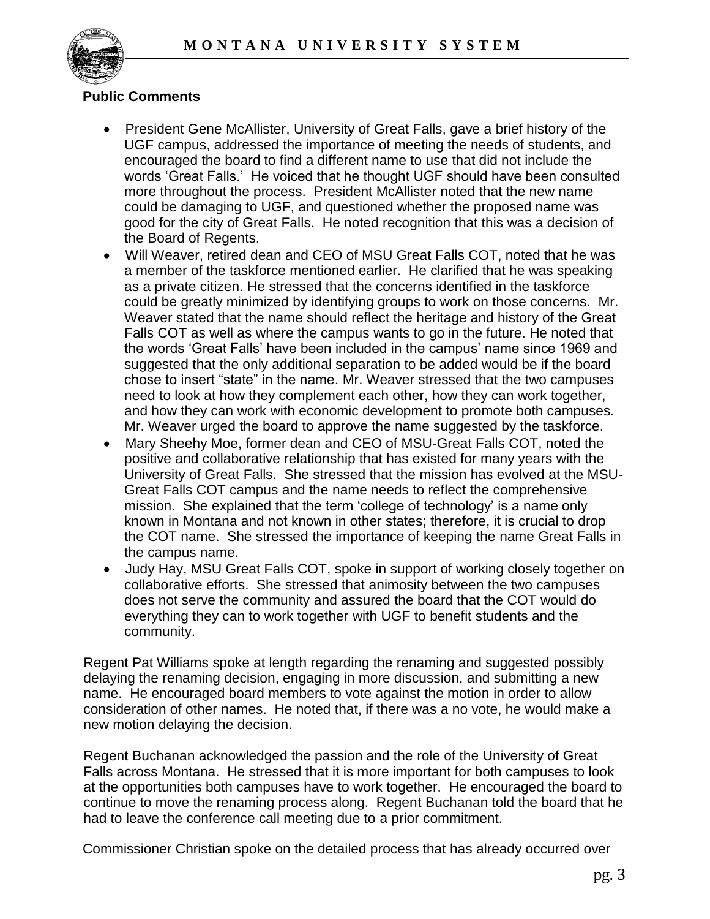**Public Comments**

- President Gene McAllister, University of Great Falls, gave a brief history of the UGF campus, addressed the importance of meeting the needs of students, and encouraged the board to find a different name to use that did not include the words 'Great Falls.' He voiced that he thought UGF should have been consulted more throughout the process. President McAllister noted that the new name could be damaging to UGF, and questioned whether the proposed name was good for the city of Great Falls. He noted recognition that this was a decision of the Board of Regents.
- Will Weaver, retired dean and CEO of MSU Great Falls COT, noted that he was a member of the taskforce mentioned earlier. He clarified that he was speaking as a private citizen. He stressed that the concerns identified in the taskforce could be greatly minimized by identifying groups to work on those concerns. Mr. Weaver stated that the name should reflect the heritage and history of the Great Falls COT as well as where the campus wants to go in the future. He noted that the words 'Great Falls' have been included in the campus' name since 1969 and suggested that the only additional separation to be added would be if the board chose to insert "state" in the name. Mr. Weaver stressed that the two campuses need to look at how they complement each other, how they can work together, and how they can work with economic development to promote both campuses. Mr. Weaver urged the board to approve the name suggested by the taskforce.
- Mary Sheehy Moe, former dean and CEO of MSU-Great Falls COT, noted the positive and collaborative relationship that has existed for many years with the University of Great Falls. She stressed that the mission has evolved at the MSU-Great Falls COT campus and the name needs to reflect the comprehensive mission. She explained that the term 'college of technology' is a name only known in Montana and not known in other states; therefore, it is crucial to drop the COT name. She stressed the importance of keeping the name Great Falls in the campus name.
- Judy Hay, MSU Great Falls COT, spoke in support of working closely together on collaborative efforts. She stressed that animosity between the two campuses does not serve the community and assured the board that the COT would do everything they can to work together with UGF to benefit students and the community.

Regent Pat Williams spoke at length regarding the renaming and suggested possibly delaying the renaming decision, engaging in more discussion, and submitting a new name. He encouraged board members to vote against the motion in order to allow consideration of other names. He noted that, if there was a no vote, he would make a new motion delaying the decision.

Regent Buchanan acknowledged the passion and the role of the University of Great Falls across Montana. He stressed that it is more important for both campuses to look at the opportunities both campuses have to work together. He encouraged the board to continue to move the renaming process along. Regent Buchanan told the board that he had to leave the conference call meeting due to a prior commitment.

Commissioner Christian spoke on the detailed process that has already occurred over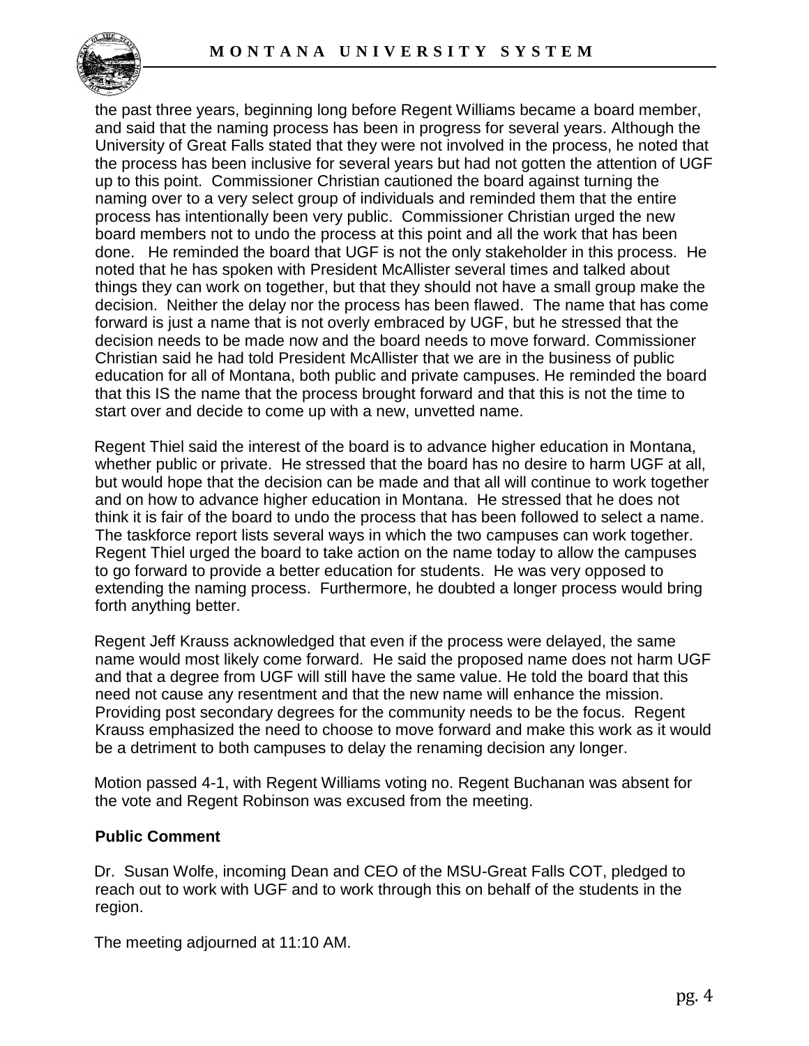the past three years, beginning long before Regent Williams became a board member, and said that the naming process has been in progress for several years. Although the University of Great Falls stated that they were not involved in the process, he noted that the process has been inclusive for several years but had not gotten the attention of UGF up to this point. Commissioner Christian cautioned the board against turning the naming over to a very select group of individuals and reminded them that the entire process has intentionally been very public. Commissioner Christian urged the new board members not to undo the process at this point and all the work that has been done. He reminded the board that UGF is not the only stakeholder in this process. He noted that he has spoken with President McAllister several times and talked about things they can work on together, but that they should not have a small group make the decision. Neither the delay nor the process has been flawed. The name that has come forward is just a name that is not overly embraced by UGF, but he stressed that the decision needs to be made now and the board needs to move forward. Commissioner Christian said he had told President McAllister that we are in the business of public education for all of Montana, both public and private campuses. He reminded the board that this IS the name that the process brought forward and that this is not the time to start over and decide to come up with a new, unvetted name.

Regent Thiel said the interest of the board is to advance higher education in Montana, whether public or private. He stressed that the board has no desire to harm UGF at all, but would hope that the decision can be made and that all will continue to work together and on how to advance higher education in Montana. He stressed that he does not think it is fair of the board to undo the process that has been followed to select a name. The taskforce report lists several ways in which the two campuses can work together. Regent Thiel urged the board to take action on the name today to allow the campuses to go forward to provide a better education for students. He was very opposed to extending the naming process. Furthermore, he doubted a longer process would bring forth anything better.

Regent Jeff Krauss acknowledged that even if the process were delayed, the same name would most likely come forward. He said the proposed name does not harm UGF and that a degree from UGF will still have the same value. He told the board that this need not cause any resentment and that the new name will enhance the mission. Providing post secondary degrees for the community needs to be the focus. Regent Krauss emphasized the need to choose to move forward and make this work as it would be a detriment to both campuses to delay the renaming decision any longer.

Motion passed 4-1, with Regent Williams voting no. Regent Buchanan was absent for the vote and Regent Robinson was excused from the meeting.

**Public Comment**

Dr. Susan Wolfe, incoming Dean and CEO of the MSU-Great Falls COT, pledged to reach out to work with UGF and to work through this on behalf of the students in the region.

The meeting adjourned at 11:10 AM.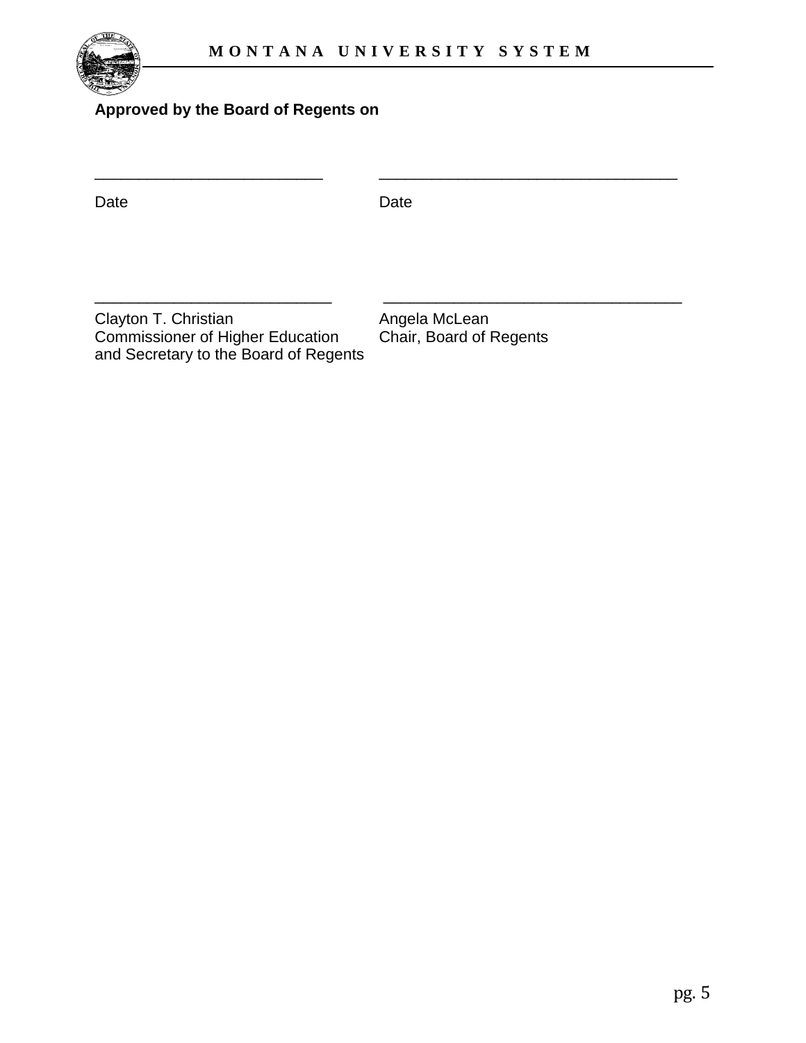**Approved by the Board of Regents on**

\_\_\_\_\_\_\_\_\_\_\_\_\_\_\_\_\_\_\_\_\_\_\_\_\_\_\_\_ \_\_\_\_\_\_\_\_\_\_\_\_\_\_\_\_\_\_\_\_\_\_\_\_\_\_\_\_\_\_\_\_\_\_\_\_

Date Date

\_\_\_\_\_\_\_\_\_\_\_\_\_\_\_\_\_\_\_\_\_\_\_\_\_\_\_\_ \_\_\_\_\_\_\_\_\_\_\_\_\_\_\_\_\_\_\_\_\_\_\_\_\_\_\_\_\_\_\_\_\_\_\_\_

Clayton T. Christian
Commissioner of Higher Education
and Secretary to the Board of Regents

Angela McLean
Chair, Board of Regents